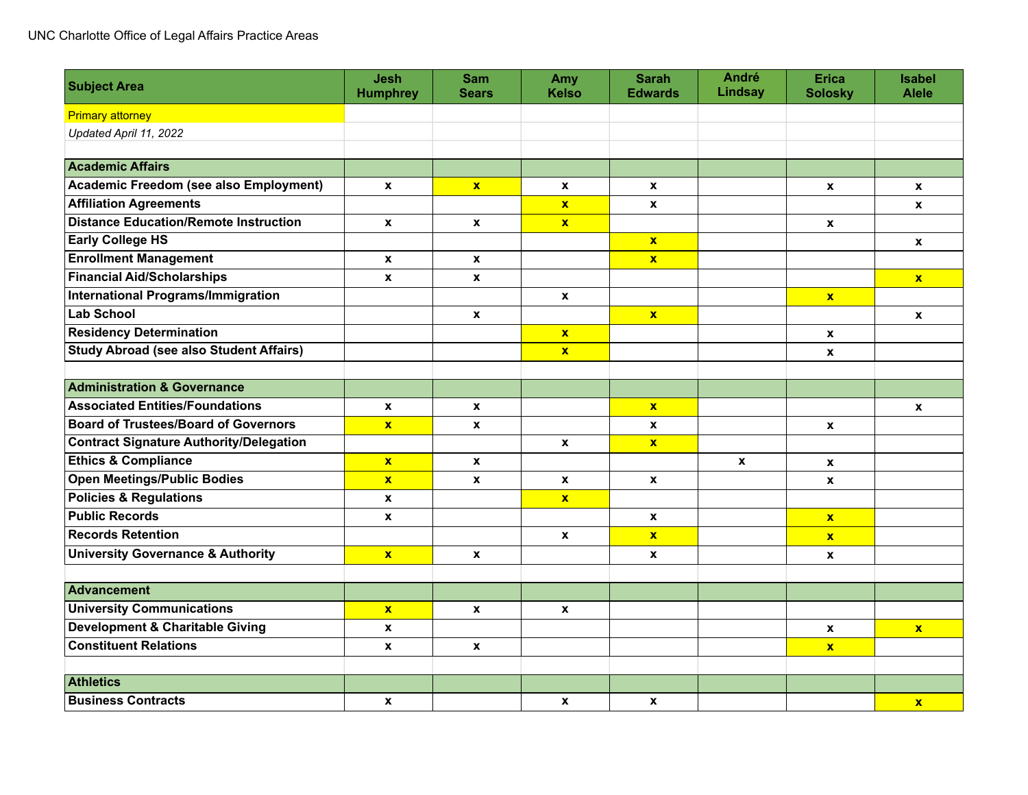UNC Charlotte Office of Legal Affairs Practice Areas

| Subject Area | Jesh Humphrey | Sam Sears | Amy Kelso | Sarah Edwards | André Lindsay | Erica Solosky | Isabel Alele |
|---|---|---|---|---|---|---|---|
| Primary attorney (shown as **x**) | | | | | | | |
| *Updated April 11, 2022* | | | | | | | |
| | | | | | | | |
| **Academic Affairs** | | | | | | | |
| **Academic Freedom (see also Employment)** | x | **x** | x | x | | x | x |
| **Affiliation Agreements** | | | **x** | x | | | x |
| **Distance Education/Remote Instruction** | x | x | **x** | | | x | |
| **Early College HS** | | | | **x** | | | x |
| **Enrollment Management** | x | x | | **x** | | | |
| **Financial Aid/Scholarships** | x | x | | | | | **x** |
| **International Programs/Immigration** | | | x | | | **x** | |
| **Lab School** | | x | | **x** | | | x |
| **Residency Determination** | | | **x** | | | x | |
| **Study Abroad (see also Student Affairs)** | | | **x** | | | x | |
| | | | | | | | |
| **Administration & Governance** | | | | | | | |
| **Associated Entities/Foundations** | x | x | | **x** | | | x |
| **Board of Trustees/Board of Governors** | **x** | x | | x | | x | |
| **Contract Signature Authority/Delegation** | | | x | **x** | | | |
| **Ethics & Compliance** | **x** | x | | | x | x | |
| **Open Meetings/Public Bodies** | **x** | x | x | x | | x | |
| **Policies & Regulations** | x | | **x** | | | | |
| **Public Records** | x | | | x | | **x** | |
| **Records Retention** | | | x | **x** | | **x** | |
| **University Governance & Authority** | **x** | x | | x | | x | |
| | | | | | | | |
| **Advancement** | | | | | | | |
| **University Communications** | **x** | x | x | | | | |
| **Development & Charitable Giving** | x | | | | | x | **x** |
| **Constituent Relations** | x | x | | | | **x** | |
| | | | | | | | |
| **Athletics** | | | | | | | |
| **Business Contracts** | x | | x | x | | | **x** |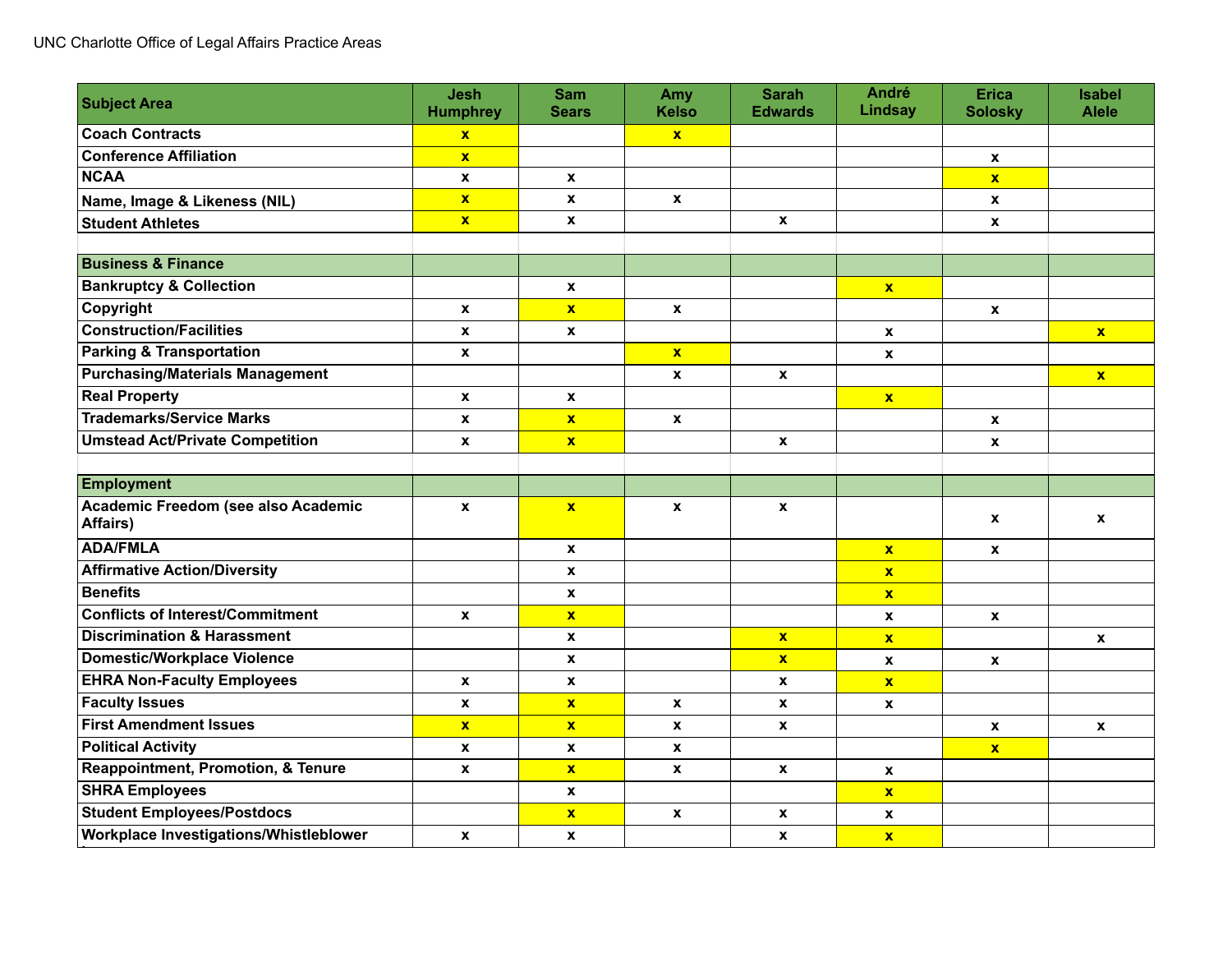UNC Charlotte Office of Legal Affairs Practice Areas

| Subject Area | Jesh Humphrey | Sam Sears | Amy Kelso | Sarah Edwards | André Lindsay | Erica Solosky | Isabel Alele |
|---|---|---|---|---|---|---|---|
| **Coach Contracts** | x | | x | | | | |
| **Conference Affiliation** | x | | | | | x | |
| **NCAA** | x | x | | | | x | |
| **Name, Image & Likeness (NIL)** | x | x | x | | | x | |
| **Student Athletes** | x | x | | x | | x | |
| | | | | | | | |
| **Business & Finance** | | | | | | | |
| **Bankruptcy & Collection** | | x | | | x | | |
| **Copyright** | x | x | x | | | x | |
| **Construction/Facilities** | x | x | | | x | | x |
| **Parking & Transportation** | x | | x | | x | | |
| **Purchasing/Materials Management** | | | x | x | | | x |
| **Real Property** | x | x | | | x | | |
| **Trademarks/Service Marks** | x | x | x | | | x | |
| **Umstead Act/Private Competition** | x | x | | x | | x | |
| | | | | | | | |
| **Employment** | | | | | | | |
| **Academic Freedom (see also Academic Affairs)** | x | x | x | x | | x | x |
| **ADA/FMLA** | | x | | | x | x | |
| **Affirmative Action/Diversity** | | x | | | x | | |
| **Benefits** | | x | | | x | | |
| **Conflicts of Interest/Commitment** | x | x | | | x | x | |
| **Discrimination & Harassment** | | x | | x | x | | x |
| **Domestic/Workplace Violence** | | x | | x | x | x | |
| **EHRA Non-Faculty Employees** | x | x | | x | x | | |
| **Faculty Issues** | x | x | x | x | x | | |
| **First Amendment Issues** | x | x | x | x | | x | x |
| **Political Activity** | x | x | x | | | x | |
| **Reappointment, Promotion, & Tenure** | x | x | x | x | x | | |
| **SHRA Employees** | | x | | | x | | |
| **Student Employees/Postdocs** | | x | x | x | x | | |
| **Workplace Investigations/Whistleblower** | x | x | | x | x | | |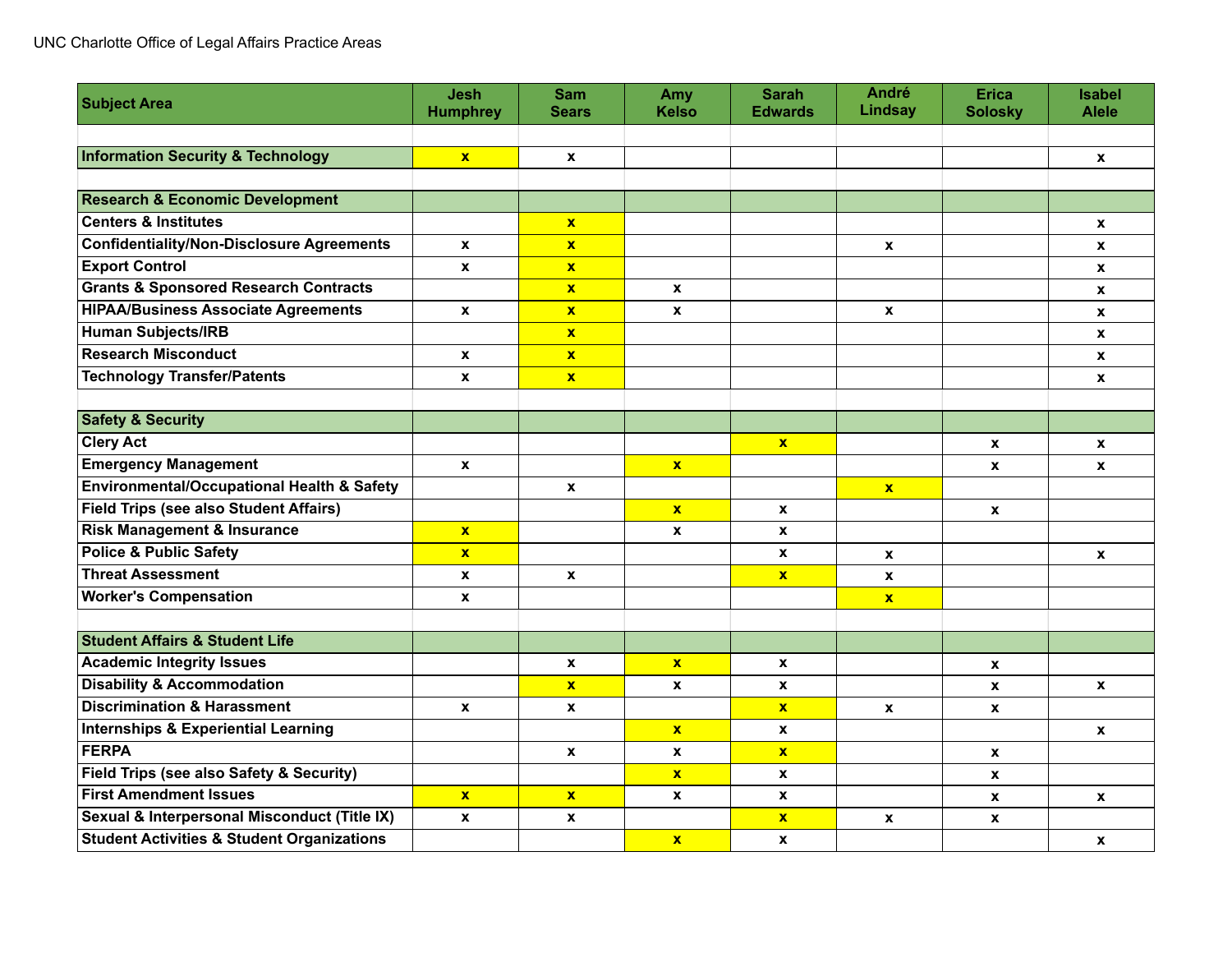UNC Charlotte Office of Legal Affairs Practice Areas

| Subject Area | Jesh Humphrey | Sam Sears | Amy Kelso | Sarah Edwards | André Lindsay | Erica Solosky | Isabel Alele |
|---|---|---|---|---|---|---|---|
| | | | | | | | |
| **Information Security & Technology** | **x** | x | | | | | x |
| | | | | | | | |
| **Research & Economic Development** | | | | | | | |
| Centers & Institutes | | **x** | | | | | x |
| Confidentiality/Non-Disclosure Agreements | x | **x** | | | x | | x |
| Export Control | x | **x** | | | | | x |
| Grants & Sponsored Research Contracts | | **x** | x | | | | x |
| HIPAA/Business Associate Agreements | x | **x** | x | | x | | x |
| Human Subjects/IRB | | **x** | | | | | x |
| Research Misconduct | x | **x** | | | | | x |
| Technology Transfer/Patents | x | **x** | | | | | x |
| | | | | | | | |
| **Safety & Security** | | | | | | | |
| Clery Act | | | | **x** | | x | x |
| Emergency Management | x | | **x** | | | x | x |
| Environmental/Occupational Health & Safety | | x | | | **x** | | |
| Field Trips (see also Student Affairs) | | | **x** | x | | x | |
| Risk Management & Insurance | **x** | | x | x | | | |
| Police & Public Safety | **x** | | | x | x | | x |
| Threat Assessment | x | x | | **x** | x | | |
| Worker's Compensation | x | | | | **x** | | |
| | | | | | | | |
| **Student Affairs & Student Life** | | | | | | | |
| Academic Integrity Issues | | x | **x** | x | | x | |
| Disability & Accommodation | | **x** | x | x | | x | x |
| Discrimination & Harassment | x | x | | **x** | x | x | |
| Internships & Experiential Learning | | | **x** | x | | | x |
| FERPA | | x | x | **x** | | x | |
| Field Trips (see also Safety & Security) | | | **x** | x | | x | |
| First Amendment Issues | **x** | **x** | x | x | | x | x |
| Sexual & Interpersonal Misconduct (Title IX) | x | x | | **x** | x | x | |
| Student Activities & Student Organizations | | | **x** | x | | | x |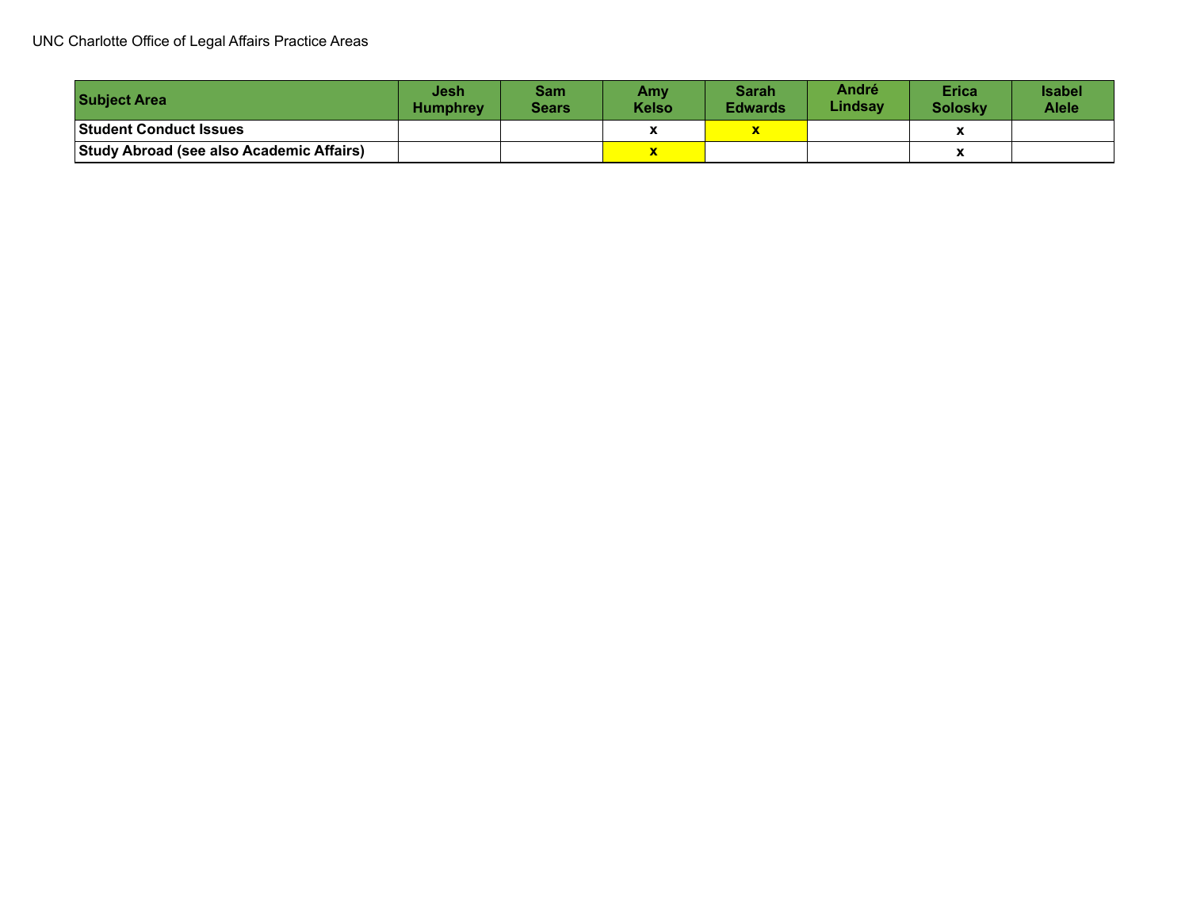UNC Charlotte Office of Legal Affairs Practice Areas

| Subject Area | Jesh Humphrey | Sam Sears | Amy Kelso | Sarah Edwards | André Lindsay | Erica Solosky | Isabel Alele |
|---|---|---|---|---|---|---|---|
| **Student Conduct Issues** | | | x | x | | x | |
| **Study Abroad (see also Academic Affairs)** | | | x | | | x | |